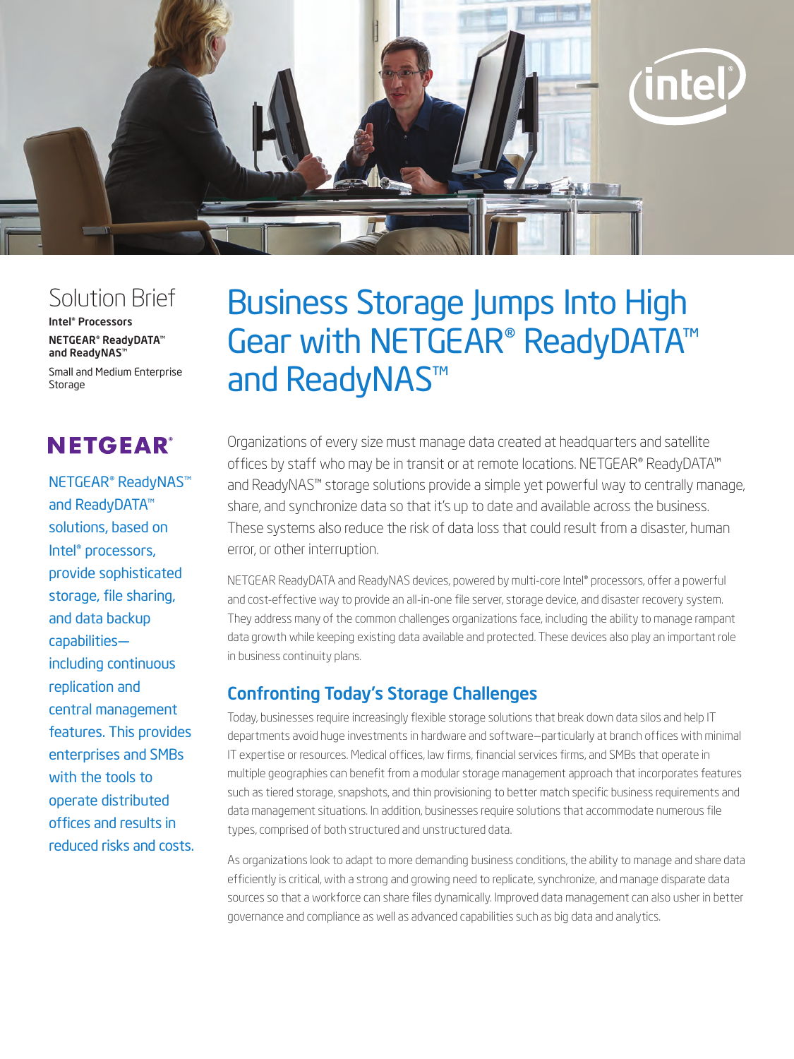Solution Brief

**Intel® Processors**
**NETGEAR® ReadyDATA™ and ReadyNAS™**
Small and Medium Enterprise Storage

NETGEAR®

NETGEAR® ReadyNAS™ and ReadyDATA™ solutions, based on Intel® processors, provide sophisticated storage, file sharing, and data backup capabilities—including continuous replication and central management features. This provides enterprises and SMBs with the tools to operate distributed offices and results in reduced risks and costs.

# Business Storage Jumps Into High Gear with NETGEAR® ReadyDATA™ and ReadyNAS™

Organizations of every size must manage data created at headquarters and satellite offices by staff who may be in transit or at remote locations. NETGEAR® ReadyDATA™ and ReadyNAS™ storage solutions provide a simple yet powerful way to centrally manage, share, and synchronize data so that it's up to date and available across the business. These systems also reduce the risk of data loss that could result from a disaster, human error, or other interruption.

NETGEAR ReadyDATA and ReadyNAS devices, powered by multi-core Intel® processors, offer a powerful and cost-effective way to provide an all-in-one file server, storage device, and disaster recovery system. They address many of the common challenges organizations face, including the ability to manage rampant data growth while keeping existing data available and protected. These devices also play an important role in business continuity plans.

## Confronting Today's Storage Challenges

Today, businesses require increasingly flexible storage solutions that break down data silos and help IT departments avoid huge investments in hardware and software—particularly at branch offices with minimal IT expertise or resources. Medical offices, law firms, financial services firms, and SMBs that operate in multiple geographies can benefit from a modular storage management approach that incorporates features such as tiered storage, snapshots, and thin provisioning to better match specific business requirements and data management situations. In addition, businesses require solutions that accommodate numerous file types, comprised of both structured and unstructured data.

As organizations look to adapt to more demanding business conditions, the ability to manage and share data efficiently is critical, with a strong and growing need to replicate, synchronize, and manage disparate data sources so that a workforce can share files dynamically. Improved data management can also usher in better governance and compliance as well as advanced capabilities such as big data and analytics.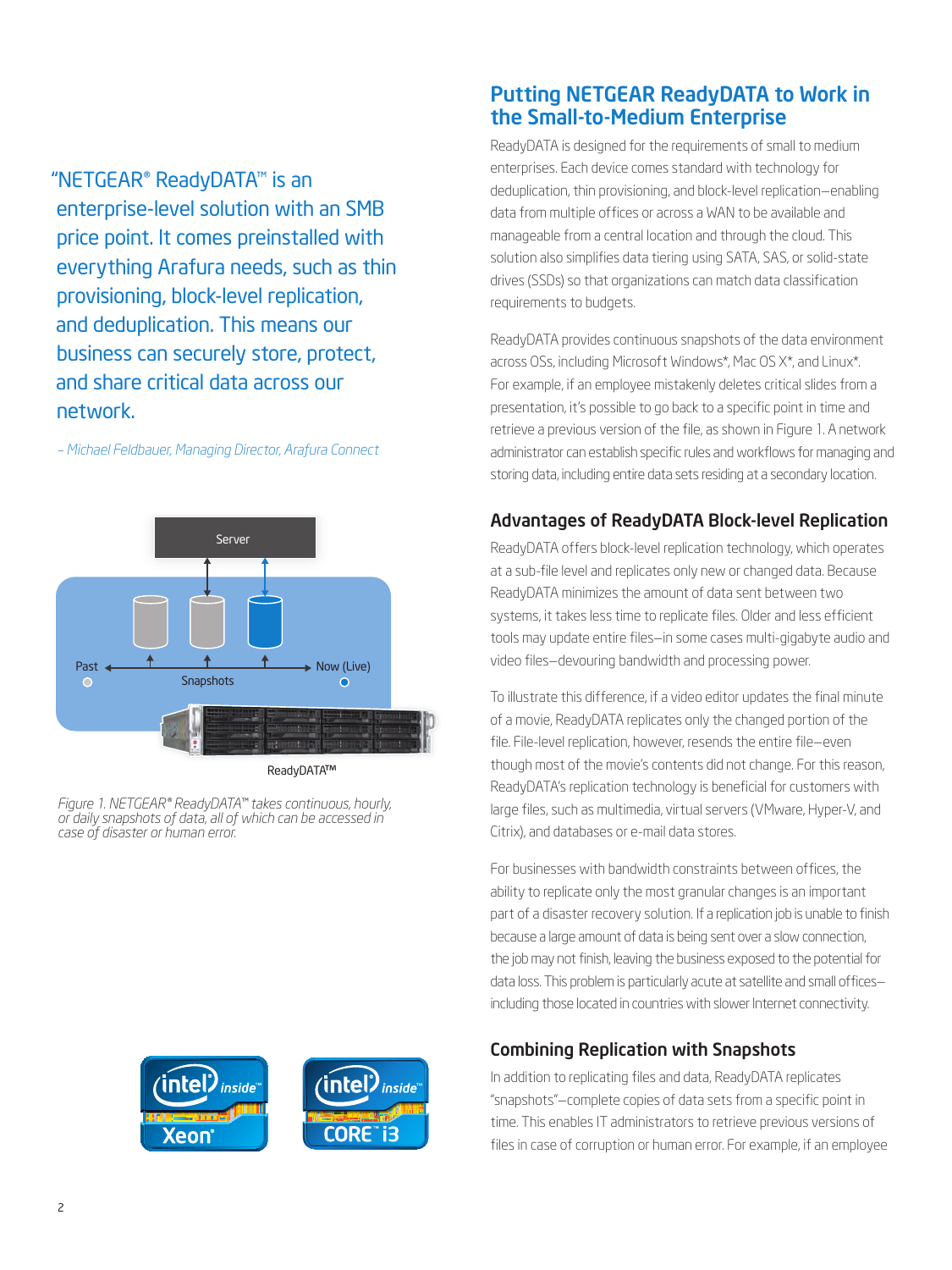"NETGEAR® ReadyDATA™ is an enterprise-level solution with an SMB price point. It comes preinstalled with everything Arafura needs, such as thin provisioning, block-level replication, and deduplication. This means our business can securely store, protect, and share critical data across our network.

*– Michael Feldbauer, Managing Director, Arafura Connect*

*Figure 1. NETGEAR® ReadyDATA™ takes continuous, hourly, or daily snapshots of data, all of which can be accessed in case of disaster or human error.*

## Putting NETGEAR ReadyDATA to Work in the Small-to-Medium Enterprise

ReadyDATA is designed for the requirements of small to medium enterprises. Each device comes standard with technology for deduplication, thin provisioning, and block-level replication—enabling data from multiple offices or across a WAN to be available and manageable from a central location and through the cloud. This solution also simplifies data tiering using SATA, SAS, or solid-state drives (SSDs) so that organizations can match data classification requirements to budgets.

ReadyDATA provides continuous snapshots of the data environment across OSs, including Microsoft Windows*, Mac OS X*, and Linux*. For example, if an employee mistakenly deletes critical slides from a presentation, it's possible to go back to a specific point in time and retrieve a previous version of the file, as shown in Figure 1. A network administrator can establish specific rules and workflows for managing and storing data, including entire data sets residing at a secondary location.

### Advantages of ReadyDATA Block-level Replication

ReadyDATA offers block-level replication technology, which operates at a sub-file level and replicates only new or changed data. Because ReadyDATA minimizes the amount of data sent between two systems, it takes less time to replicate files. Older and less efficient tools may update entire files—in some cases multi-gigabyte audio and video files—devouring bandwidth and processing power.

To illustrate this difference, if a video editor updates the final minute of a movie, ReadyDATA replicates only the changed portion of the file. File-level replication, however, resends the entire file—even though most of the movie's contents did not change. For this reason, ReadyDATA's replication technology is beneficial for customers with large files, such as multimedia, virtual servers (VMware, Hyper-V, and Citrix), and databases or e-mail data stores.

For businesses with bandwidth constraints between offices, the ability to replicate only the most granular changes is an important part of a disaster recovery solution. If a replication job is unable to finish because a large amount of data is being sent over a slow connection, the job may not finish, leaving the business exposed to the potential for data loss. This problem is particularly acute at satellite and small offices—including those located in countries with slower Internet connectivity.

### Combining Replication with Snapshots

In addition to replicating files and data, ReadyDATA replicates "snapshots"—complete copies of data sets from a specific point in time. This enables IT administrators to retrieve previous versions of files in case of corruption or human error. For example, if an employee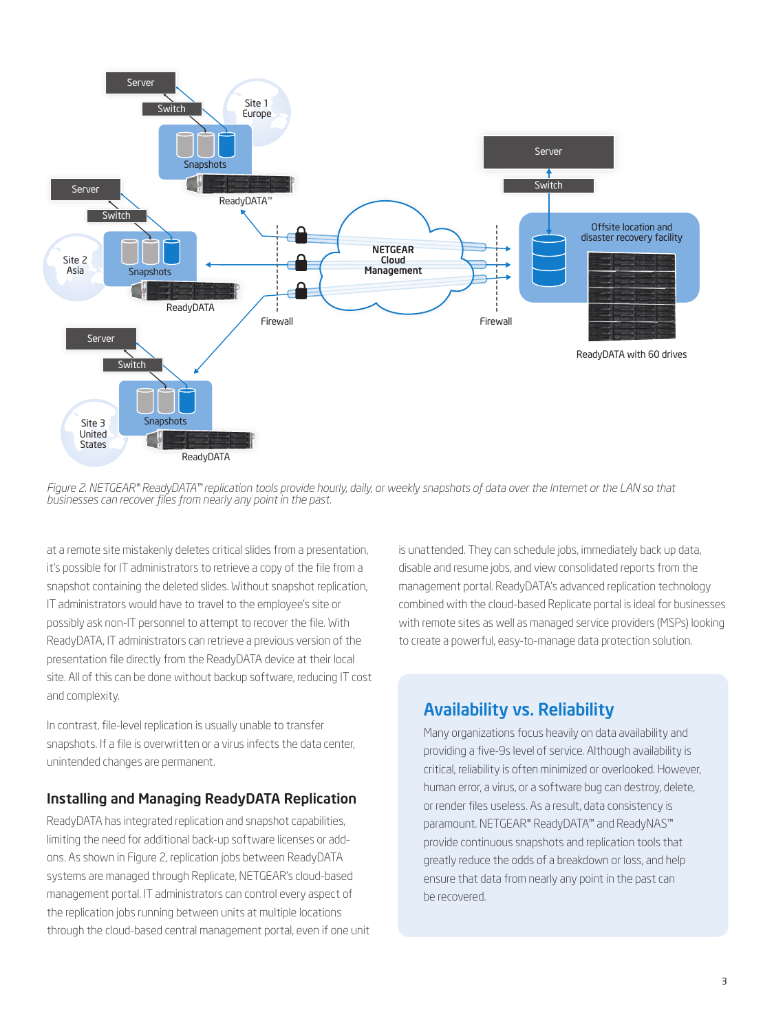*Figure 2. NETGEAR® ReadyDATA™ replication tools provide hourly, daily, or weekly snapshots of data over the Internet or the LAN so that businesses can recover files from nearly any point in the past.*

at a remote site mistakenly deletes critical slides from a presentation, it's possible for IT administrators to retrieve a copy of the file from a snapshot containing the deleted slides. Without snapshot replication, IT administrators would have to travel to the employee's site or possibly ask non-IT personnel to attempt to recover the file. With ReadyDATA, IT administrators can retrieve a previous version of the presentation file directly from the ReadyDATA device at their local site. All of this can be done without backup software, reducing IT cost and complexity.

In contrast, file-level replication is usually unable to transfer snapshots. If a file is overwritten or a virus infects the data center, unintended changes are permanent.

### Installing and Managing ReadyDATA Replication

ReadyDATA has integrated replication and snapshot capabilities, limiting the need for additional back-up software licenses or add-ons. As shown in Figure 2, replication jobs between ReadyDATA systems are managed through Replicate, NETGEAR's cloud-based management portal. IT administrators can control every aspect of the replication jobs running between units at multiple locations through the cloud-based central management portal, even if one unit is unattended. They can schedule jobs, immediately back up data, disable and resume jobs, and view consolidated reports from the management portal. ReadyDATA's advanced replication technology combined with the cloud-based Replicate portal is ideal for businesses with remote sites as well as managed service providers (MSPs) looking to create a powerful, easy-to-manage data protection solution.

### Availability vs. Reliability

Many organizations focus heavily on data availability and providing a five-9s level of service. Although availability is critical, reliability is often minimized or overlooked. However, human error, a virus, or a software bug can destroy, delete, or render files useless. As a result, data consistency is paramount. NETGEAR® ReadyDATA™ and ReadyNAS™ provide continuous snapshots and replication tools that greatly reduce the odds of a breakdown or loss, and help ensure that data from nearly any point in the past can be recovered.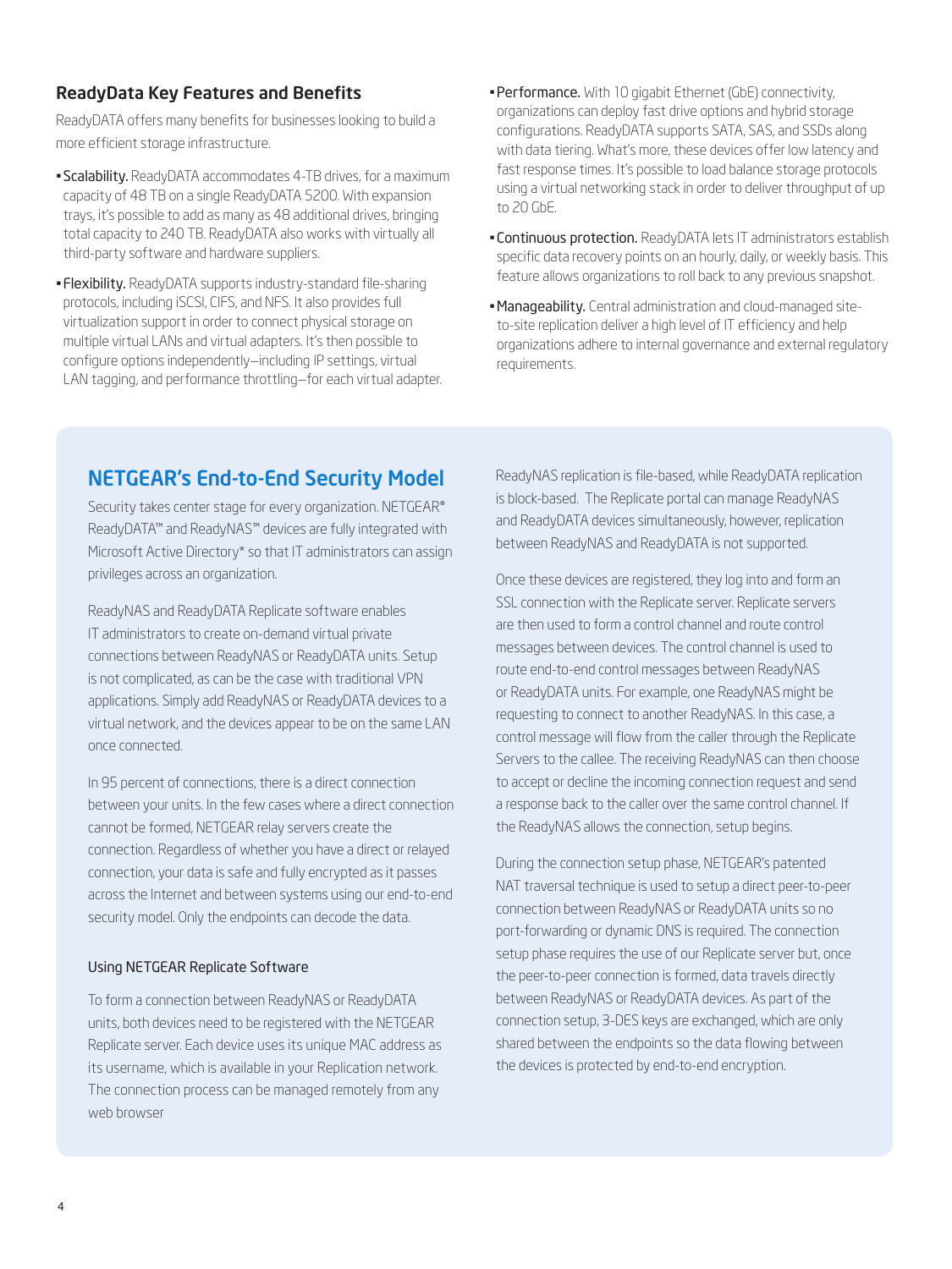## ReadyData Key Features and Benefits

ReadyDATA offers many benefits for businesses looking to build a more efficient storage infrastructure.

- **Scalability.** ReadyDATA accommodates 4-TB drives, for a maximum capacity of 48 TB on a single ReadyDATA 5200. With expansion trays, it's possible to add as many as 48 additional drives, bringing total capacity to 240 TB. ReadyDATA also works with virtually all third-party software and hardware suppliers.
- **Flexibility.** ReadyDATA supports industry-standard file-sharing protocols, including iSCSI, CIFS, and NFS. It also provides full virtualization support in order to connect physical storage on multiple virtual LANs and virtual adapters. It's then possible to configure options independently—including IP settings, virtual LAN tagging, and performance throttling—for each virtual adapter.
- **Performance.** With 10 gigabit Ethernet (GbE) connectivity, organizations can deploy fast drive options and hybrid storage configurations. ReadyDATA supports SATA, SAS, and SSDs along with data tiering. What's more, these devices offer low latency and fast response times. It's possible to load balance storage protocols using a virtual networking stack in order to deliver throughput of up to 20 GbE.
- **Continuous protection.** ReadyDATA lets IT administrators establish specific data recovery points on an hourly, daily, or weekly basis. This feature allows organizations to roll back to any previous snapshot.
- **Manageability.** Central administration and cloud-managed site-to-site replication deliver a high level of IT efficiency and help organizations adhere to internal governance and external regulatory requirements.

## NETGEAR's End-to-End Security Model

Security takes center stage for every organization. NETGEAR® ReadyDATA™ and ReadyNAS™ devices are fully integrated with Microsoft Active Directory* so that IT administrators can assign privileges across an organization.

ReadyNAS and ReadyDATA Replicate software enables IT administrators to create on-demand virtual private connections between ReadyNAS or ReadyDATA units. Setup is not complicated, as can be the case with traditional VPN applications. Simply add ReadyNAS or ReadyDATA devices to a virtual network, and the devices appear to be on the same LAN once connected.

In 95 percent of connections, there is a direct connection between your units. In the few cases where a direct connection cannot be formed, NETGEAR relay servers create the connection. Regardless of whether you have a direct or relayed connection, your data is safe and fully encrypted as it passes across the Internet and between systems using our end-to-end security model. Only the endpoints can decode the data.

### Using NETGEAR Replicate Software

To form a connection between ReadyNAS or ReadyDATA units, both devices need to be registered with the NETGEAR Replicate server. Each device uses its unique MAC address as its username, which is available in your Replication network. The connection process can be managed remotely from any web browser

ReadyNAS replication is file-based, while ReadyDATA replication is block-based. The Replicate portal can manage ReadyNAS and ReadyDATA devices simultaneously, however, replication between ReadyNAS and ReadyDATA is not supported.

Once these devices are registered, they log into and form an SSL connection with the Replicate server. Replicate servers are then used to form a control channel and route control messages between devices. The control channel is used to route end-to-end control messages between ReadyNAS or ReadyDATA units. For example, one ReadyNAS might be requesting to connect to another ReadyNAS. In this case, a control message will flow from the caller through the Replicate Servers to the callee. The receiving ReadyNAS can then choose to accept or decline the incoming connection request and send a response back to the caller over the same control channel. If the ReadyNAS allows the connection, setup begins.

During the connection setup phase, NETGEAR's patented NAT traversal technique is used to setup a direct peer-to-peer connection between ReadyNAS or ReadyDATA units so no port-forwarding or dynamic DNS is required. The connection setup phase requires the use of our Replicate server but, once the peer-to-peer connection is formed, data travels directly between ReadyNAS or ReadyDATA devices. As part of the connection setup, 3-DES keys are exchanged, which are only shared between the endpoints so the data flowing between the devices is protected by end-to-end encryption.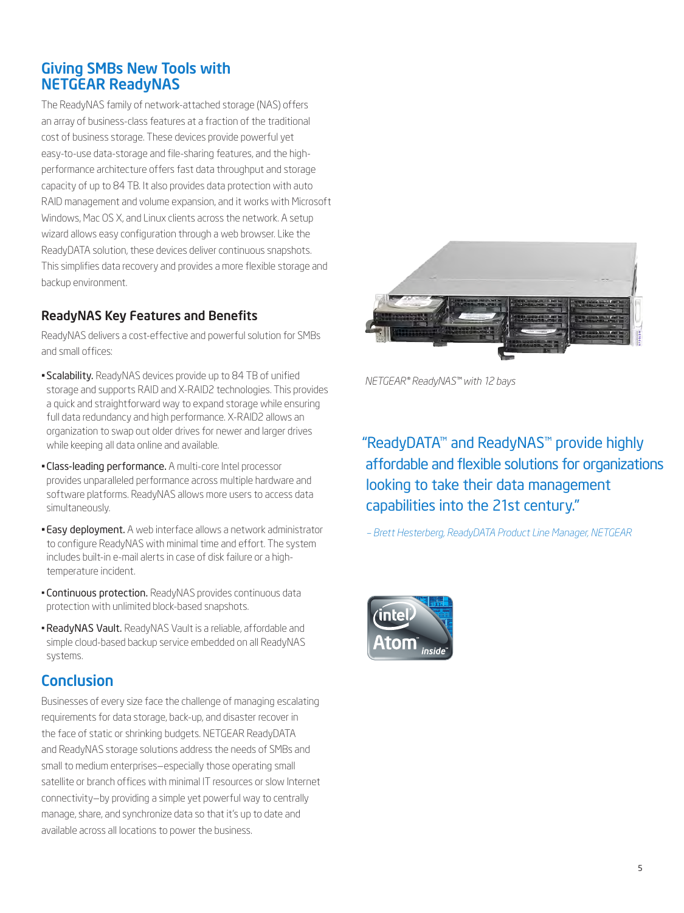## Giving SMBs New Tools with NETGEAR ReadyNAS

The ReadyNAS family of network-attached storage (NAS) offers an array of business-class features at a fraction of the traditional cost of business storage. These devices provide powerful yet easy-to-use data-storage and file-sharing features, and the high-performance architecture offers fast data throughput and storage capacity of up to 84 TB. It also provides data protection with auto RAID management and volume expansion, and it works with Microsoft Windows, Mac OS X, and Linux clients across the network. A setup wizard allows easy configuration through a web browser. Like the ReadyDATA solution, these devices deliver continuous snapshots. This simplifies data recovery and provides a more flexible storage and backup environment.

### ReadyNAS Key Features and Benefits

ReadyNAS delivers a cost-effective and powerful solution for SMBs and small offices:

- **Scalability.** ReadyNAS devices provide up to 84 TB of unified storage and supports RAID and X-RAID2 technologies. This provides a quick and straightforward way to expand storage while ensuring full data redundancy and high performance. X-RAID2 allows an organization to swap out older drives for newer and larger drives while keeping all data online and available.
- **Class-leading performance.** A multi-core Intel processor provides unparalleled performance across multiple hardware and software platforms. ReadyNAS allows more users to access data simultaneously.
- **Easy deployment.** A web interface allows a network administrator to configure ReadyNAS with minimal time and effort. The system includes built-in e-mail alerts in case of disk failure or a high-temperature incident.
- **Continuous protection.** ReadyNAS provides continuous data protection with unlimited block-based snapshots.
- **ReadyNAS Vault.** ReadyNAS Vault is a reliable, affordable and simple cloud-based backup service embedded on all ReadyNAS systems.

*NETGEAR® ReadyNAS™ with 12 bays*

> "ReadyDATA™ and ReadyNAS™ provide highly affordable and flexible solutions for organizations looking to take their data management capabilities into the 21st century."
>
> *– Brett Hesterberg, ReadyDATA Product Line Manager, NETGEAR*

## Conclusion

Businesses of every size face the challenge of managing escalating requirements for data storage, back-up, and disaster recover in the face of static or shrinking budgets. NETGEAR ReadyDATA and ReadyNAS storage solutions address the needs of SMBs and small to medium enterprises—especially those operating small satellite or branch offices with minimal IT resources or slow Internet connectivity—by providing a simple yet powerful way to centrally manage, share, and synchronize data so that it's up to date and available across all locations to power the business.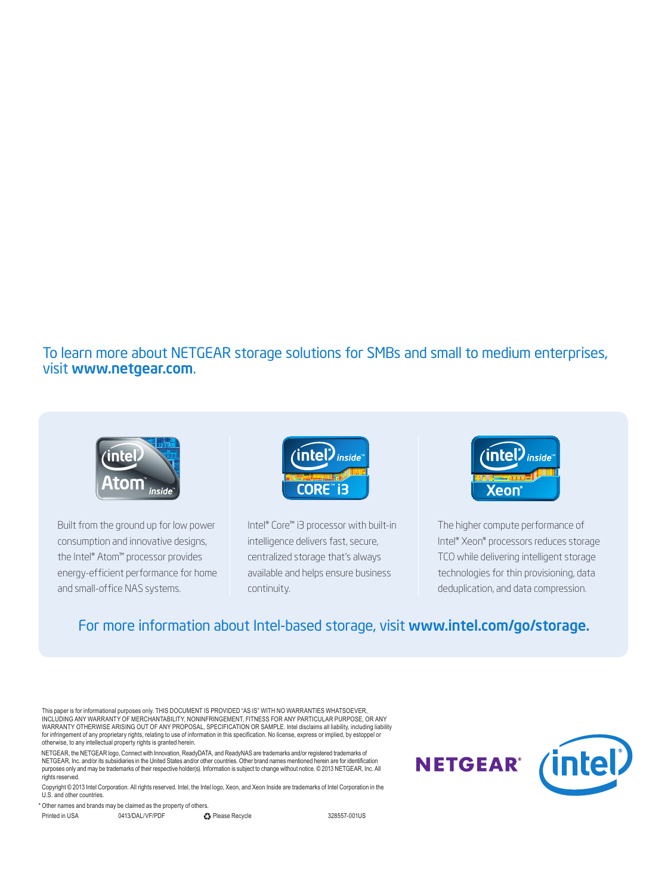To learn more about NETGEAR storage solutions for SMBs and small to medium enterprises, visit **www.netgear.com**.

Built from the ground up for low power consumption and innovative designs, the Intel® Atom™ processor provides energy-efficient performance for home and small-office NAS systems.

Intel® Core™ i3 processor with built-in intelligence delivers fast, secure, centralized storage that's always available and helps ensure business continuity.

The higher compute performance of Intel® Xeon® processors reduces storage TCO while delivering intelligent storage technologies for thin provisioning, data deduplication, and data compression.

For more information about Intel-based storage, visit **www.intel.com/go/storage.**

This paper is for informational purposes only. THIS DOCUMENT IS PROVIDED "AS IS" WITH NO WARRANTIES WHATSOEVER, INCLUDING ANY WARRANTY OF MERCHANTABILITY, NONINFRINGEMENT, FITNESS FOR ANY PARTICULAR PURPOSE, OR ANY WARRANTY OTHERWISE ARISING OUT OF ANY PROPOSAL, SPECIFICATION OR SAMPLE. Intel disclaims all liability, including liability for infringement of any proprietary rights, relating to use of information in this specification. No license, express or implied, by estoppel or otherwise, to any intellectual property rights is granted herein.

NETGEAR, the NETGEAR logo, Connect with Innovation, ReadyDATA, and ReadyNAS are trademarks and/or registered trademarks of NETGEAR, Inc. and/or its subsidiaries in the United States and/or other countries. Other brand names mentioned herein are for identification purposes only and may be trademarks of their respective holder(s). Information is subject to change without notice. © 2013 NETGEAR, Inc. All rights reserved.

Copyright © 2013 Intel Corporation. All rights reserved. Intel, the Intel logo, Xeon, and Xeon Inside are trademarks of Intel Corporation in the U.S. and other countries.

* Other names and brands may be claimed as the property of others.

Printed in USA 0413/DAL/VF/PDF Please Recycle 328557-001US